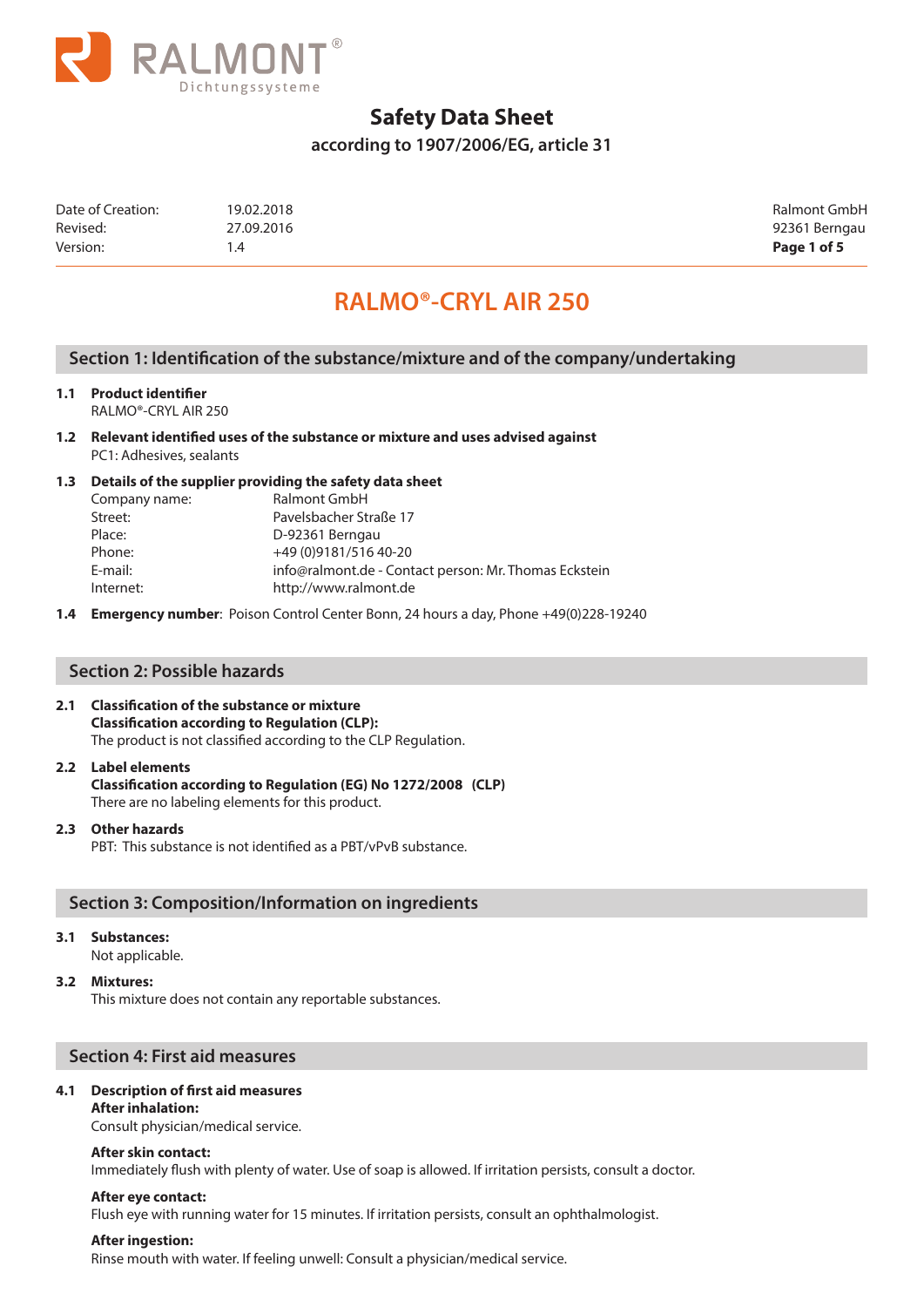# Safety Data Sheet

**according to 1907/2006/EG, article 31**

| | | |
|---|---|---|
| Date of Creation: | 19.02.2018 | Ralmont GmbH |
| Revised: | 27.09.2016 | 92361 Berngau |
| Version: | 1.4 | |

## RALMO®-CRYL AIR 250

## Section 1: Identification of the substance/mixture and of the company/undertaking

**1.1 Product identifier**

RALMO®-CRYL AIR 250

**1.2 Relevant identified uses of the substance or mixture and uses advised against**

PC1: Adhesives, sealants

**1.3 Details of the supplier providing the safety data sheet**

| | |
|---|---|
| Company name: | Ralmont GmbH |
| Street: | Pavelsbacher Straße 17 |
| Place: | D-92361 Berngau |
| Phone: | +49 (0)9181/516 40-20 |
| E-mail: | info@ralmont.de - Contact person: Mr. Thomas Eckstein |
| Internet: | http://www.ralmont.de |

**1.4 Emergency number**: Poison Control Center Bonn, 24 hours a day, Phone +49(0)228-19240

## Section 2: Possible hazards

**2.1 Classification of the substance or mixture**

**Classification according to Regulation (CLP):**

The product is not classified according to the CLP Regulation.

**2.2 Label elements**

**Classification according to Regulation (EG) No 1272/2008 (CLP)**

There are no labeling elements for this product.

**2.3 Other hazards**

PBT: This substance is not identified as a PBT/vPvB substance.

## Section 3: Composition/Information on ingredients

**3.1 Substances:**

Not applicable.

**3.2 Mixtures:**

This mixture does not contain any reportable substances.

## Section 4: First aid measures

**4.1 Description of first aid measures**

**After inhalation:**

Consult physician/medical service.

**After skin contact:**

Immediately flush with plenty of water. Use of soap is allowed. If irritation persists, consult a doctor.

**After eye contact:**

Flush eye with running water for 15 minutes. If irritation persists, consult an ophthalmologist.

**After ingestion:**

Rinse mouth with water. If feeling unwell: Consult a physician/medical service.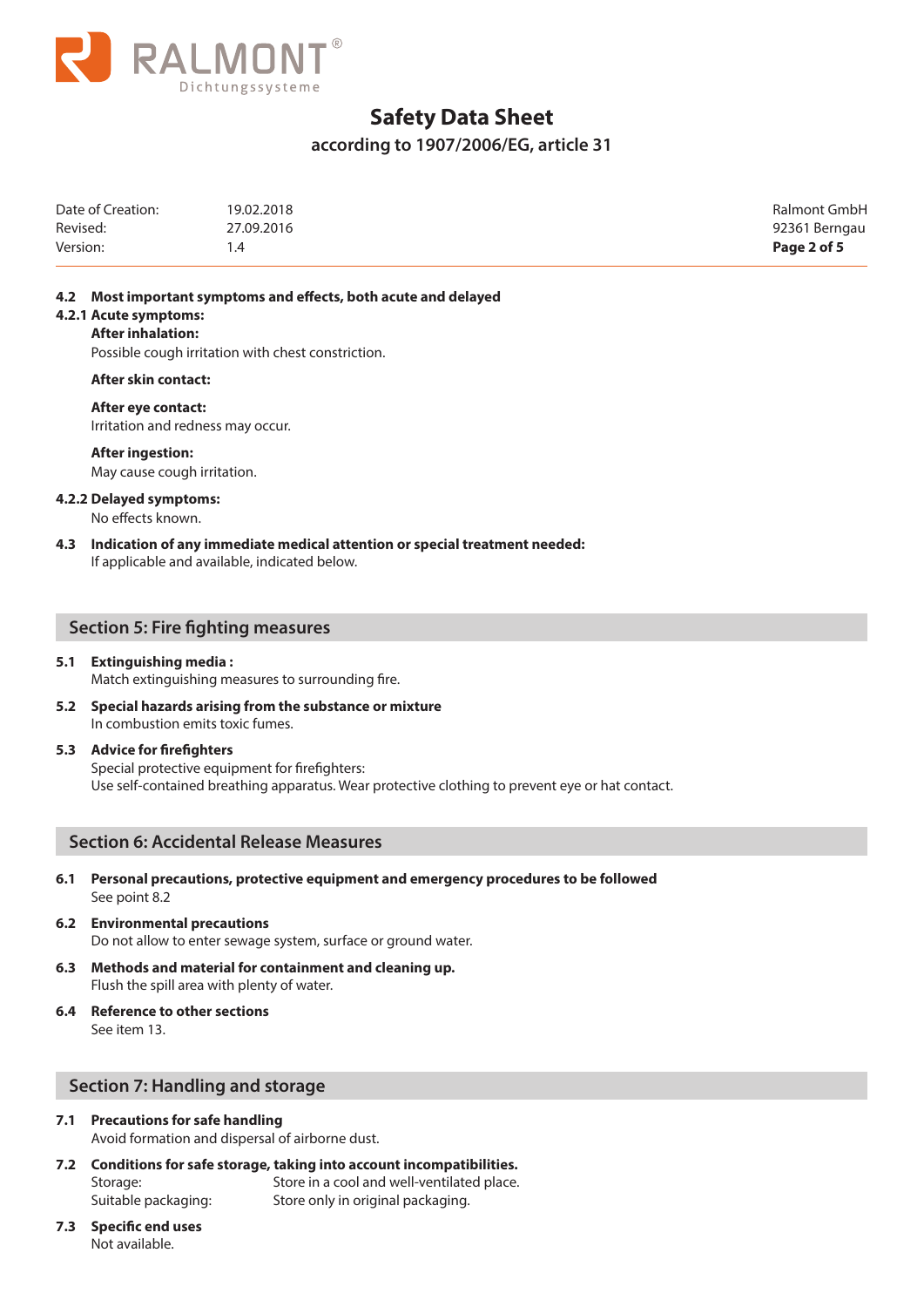**4.2 Most important symptoms and effects, both acute and delayed**

**4.2.1 Acute symptoms:**

**After inhalation:**
Possible cough irritation with chest constriction.

**After skin contact:**

**After eye contact:**
Irritation and redness may occur.

**After ingestion:**
May cause cough irritation.

**4.2.2 Delayed symptoms:**
No effects known.

**4.3 Indication of any immediate medical attention or special treatment needed:**
If applicable and available, indicated below.

## Section 5: Fire fighting measures

**5.1 Extinguishing media :**
Match extinguishing measures to surrounding fire.

**5.2 Special hazards arising from the substance or mixture**
In combustion emits toxic fumes.

**5.3 Advice for firefighters**
Special protective equipment for firefighters:
Use self-contained breathing apparatus. Wear protective clothing to prevent eye or hat contact.

## Section 6: Accidental Release Measures

**6.1 Personal precautions, protective equipment and emergency procedures to be followed**
See point 8.2

**6.2 Environmental precautions**
Do not allow to enter sewage system, surface or ground water.

**6.3 Methods and material for containment and cleaning up.**
Flush the spill area with plenty of water.

**6.4 Reference to other sections**
See item 13.

## Section 7: Handling and storage

**7.1 Precautions for safe handling**
Avoid formation and dispersal of airborne dust.

**7.2 Conditions for safe storage, taking into account incompatibilities.**

Storage: Store in a cool and well-ventilated place.
Suitable packaging: Store only in original packaging.

**7.3 Specific end uses**
Not available.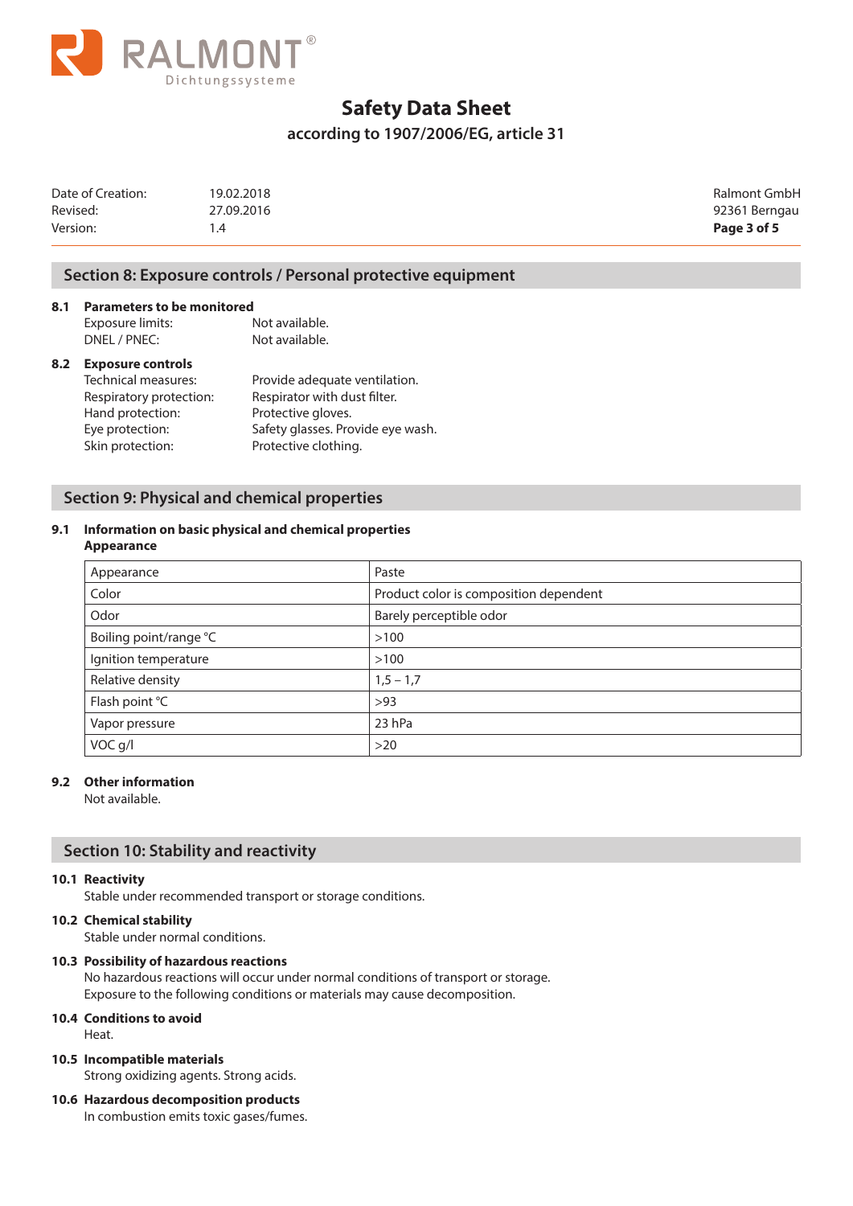# Section 8: Exposure controls / Personal protective equipment

**8.1 Parameters to be monitored**

Exposure limits: Not available.
DNEL / PNEC: Not available.

**8.2 Exposure controls**

Technical measures: Provide adequate ventilation.
Respiratory protection: Respirator with dust filter.
Hand protection: Protective gloves.
Eye protection: Safety glasses. Provide eye wash.
Skin protection: Protective clothing.

# Section 9: Physical and chemical properties

**9.1 Information on basic physical and chemical properties**
**Appearance**

| Appearance | Paste |
|---|---|
| Color | Product color is composition dependent |
| Odor | Barely perceptible odor |
| Boiling point/range °C | >100 |
| Ignition temperature | >100 |
| Relative density | 1,5 – 1,7 |
| Flash point °C | >93 |
| Vapor pressure | 23 hPa |
| VOC g/l | >20 |

**9.2 Other information**

Not available.

# Section 10: Stability and reactivity

**10.1 Reactivity**

Stable under recommended transport or storage conditions.

**10.2 Chemical stability**

Stable under normal conditions.

**10.3 Possibility of hazardous reactions**

No hazardous reactions will occur under normal conditions of transport or storage.
Exposure to the following conditions or materials may cause decomposition.

**10.4 Conditions to avoid**

Heat.

**10.5 Incompatible materials**

Strong oxidizing agents. Strong acids.

**10.6 Hazardous decomposition products**

In combustion emits toxic gases/fumes.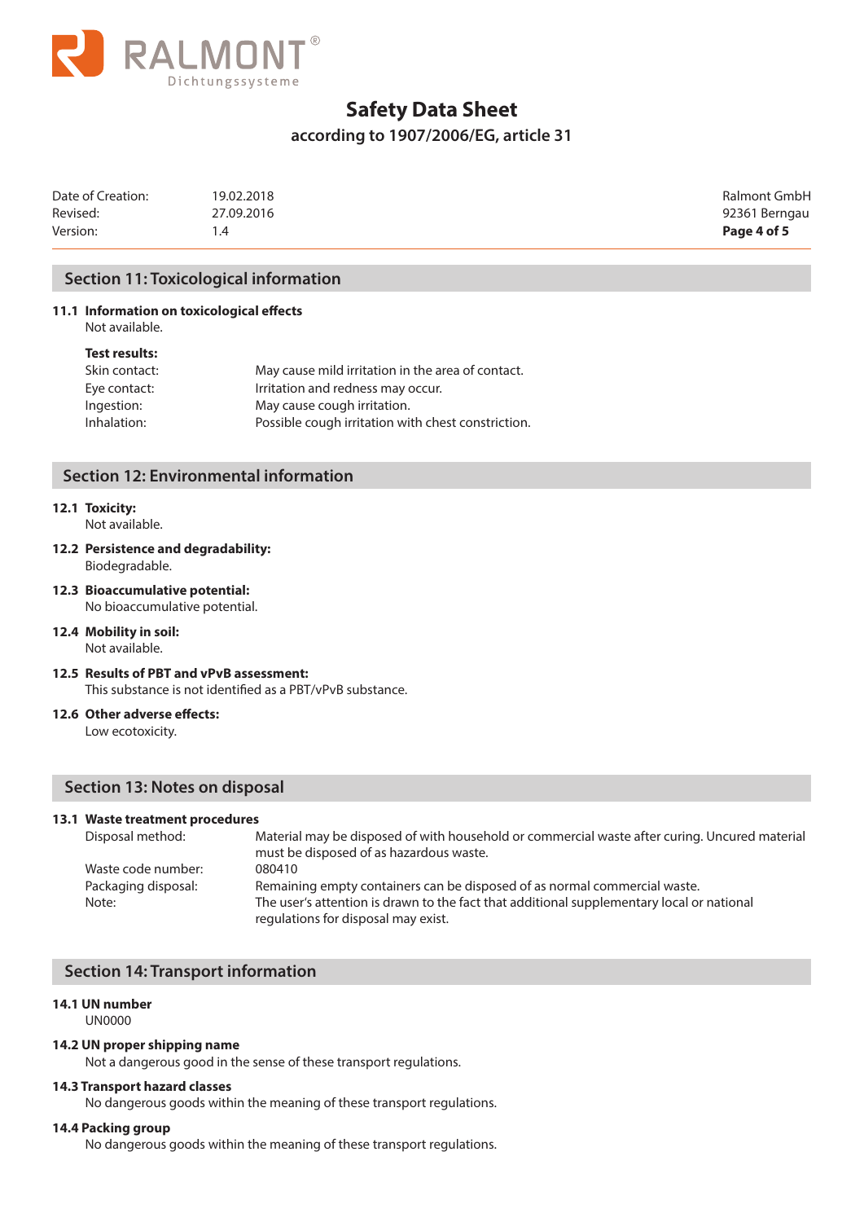## Section 11: Toxicological information

**11.1 Information on toxicological effects**

Not available.

**Test results:**

| | |
|---|---|
| Skin contact: | May cause mild irritation in the area of contact. |
| Eye contact: | Irritation and redness may occur. |
| Ingestion: | May cause cough irritation. |
| Inhalation: | Possible cough irritation with chest constriction. |

## Section 12: Environmental information

**12.1 Toxicity:**

Not available.

**12.2 Persistence and degradability:**

Biodegradable.

**12.3 Bioaccumulative potential:**

No bioaccumulative potential.

**12.4 Mobility in soil:**

Not available.

**12.5 Results of PBT and vPvB assessment:**

This substance is not identified as a PBT/vPvB substance.

**12.6 Other adverse effects:**

Low ecotoxicity.

## Section 13: Notes on disposal

**13.1 Waste treatment procedures**

| | |
|---|---|
| Disposal method: | Material may be disposed of with household or commercial waste after curing. Uncured material must be disposed of as hazardous waste. |
| Waste code number: | 080410 |
| Packaging disposal: | Remaining empty containers can be disposed of as normal commercial waste. |
| Note: | The user's attention is drawn to the fact that additional supplementary local or national regulations for disposal may exist. |

## Section 14: Transport information

**14.1 UN number**

UN0000

**14.2 UN proper shipping name**

Not a dangerous good in the sense of these transport regulations.

**14.3 Transport hazard classes**

No dangerous goods within the meaning of these transport regulations.

**14.4 Packing group**

No dangerous goods within the meaning of these transport regulations.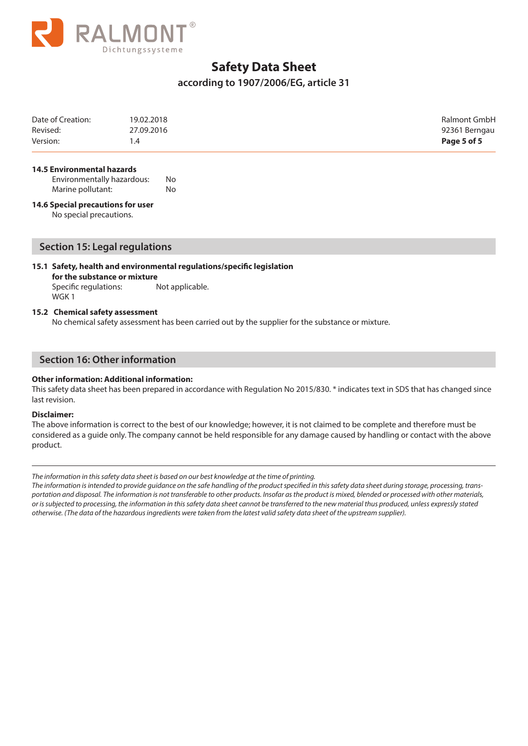### 14.5 Environmental hazards

| | |
|---|---|
| Environmentally hazardous: | No |
| Marine pollutant: | No |

### 14.6 Special precautions for user

No special precautions.

## Section 15: Legal regulations

### 15.1 Safety, health and environmental regulations/specific legislation for the substance or mixture

Specific regulations: Not applicable.
WGK 1

### 15.2 Chemical safety assessment

No chemical safety assessment has been carried out by the supplier for the substance or mixture.

## Section 16: Other information

**Other information: Additional information:**
This safety data sheet has been prepared in accordance with Regulation No 2015/830. * indicates text in SDS that has changed since last revision.

**Disclaimer:**
The above information is correct to the best of our knowledge; however, it is not claimed to be complete and therefore must be considered as a guide only. The company cannot be held responsible for any damage caused by handling or contact with the above product.

---

*The information in this safety data sheet is based on our best knowledge at the time of printing.*
*The information is intended to provide guidance on the safe handling of the product specified in this safety data sheet during storage, processing, transportation and disposal. The information is not transferable to other products. Insofar as the product is mixed, blended or processed with other materials, or is subjected to processing, the information in this safety data sheet cannot be transferred to the new material thus produced, unless expressly stated otherwise. (The data of the hazardous ingredients were taken from the latest valid safety data sheet of the upstream supplier).*